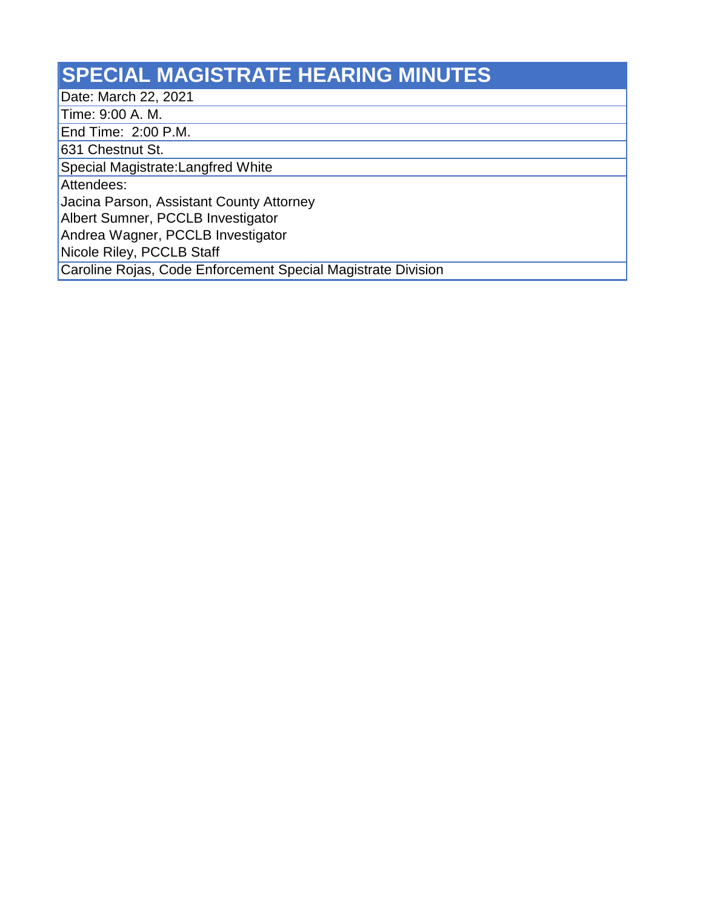# SPECIAL MAGISTRATE HEARING MINUTES

Date: March 22, 2021

Time: 9:00 A. M.

End Time: 2:00 P.M.

631 Chestnut St.

Special Magistrate:Langfred White

Attendees:

Jacina Parson, Assistant County Attorney

Albert Sumner, PCCLB Investigator

Andrea Wagner, PCCLB Investigator

Nicole Riley, PCCLB Staff

Caroline Rojas, Code Enforcement Special Magistrate Division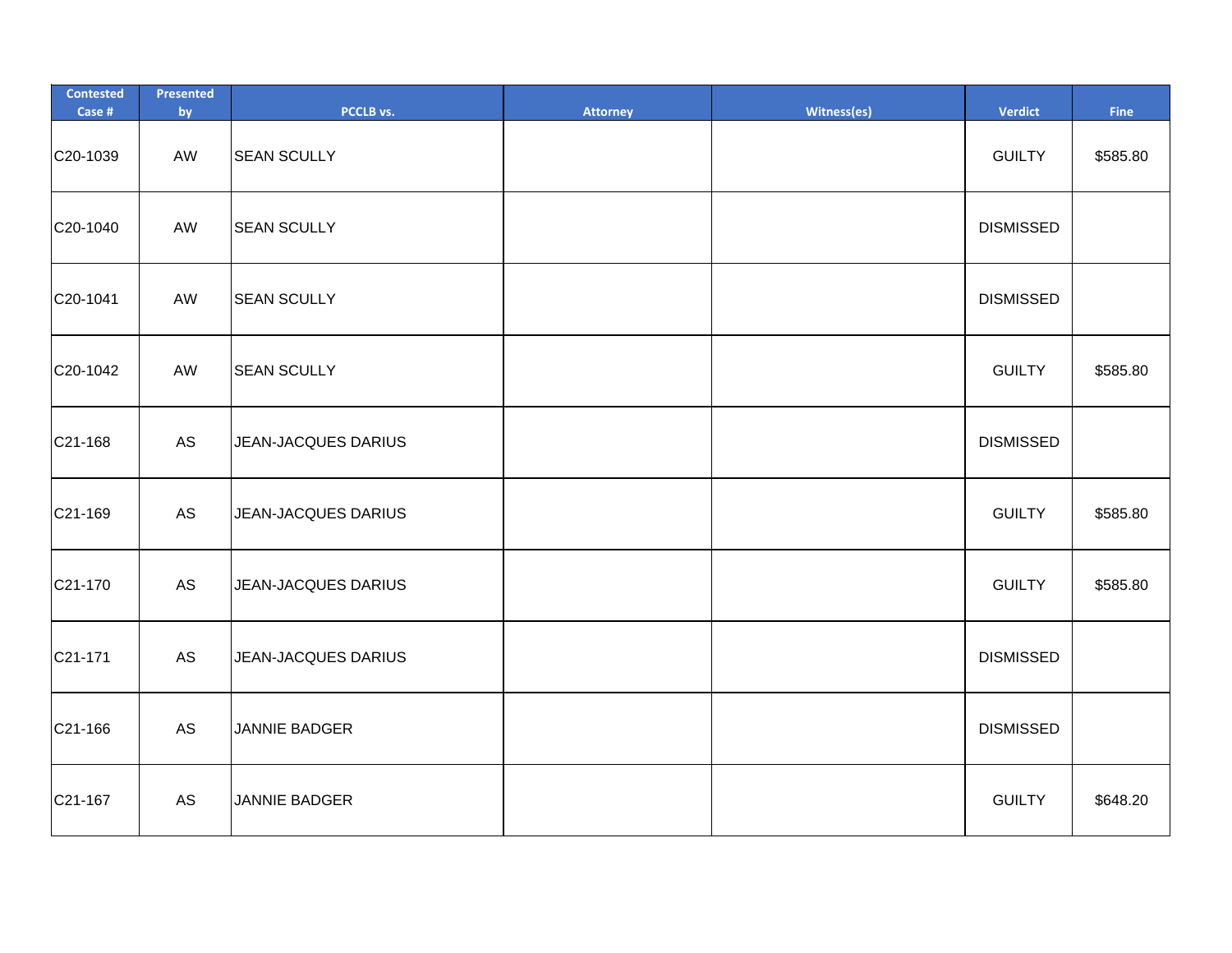| Contested Case # | Presented by | PCCLB vs. | Attorney | Witness(es) | Verdict | Fine |
|---|---|---|---|---|---|---|
| C20-1039 | AW | SEAN SCULLY | | | GUILTY | $585.80 |
| C20-1040 | AW | SEAN SCULLY | | | DISMISSED | |
| C20-1041 | AW | SEAN SCULLY | | | DISMISSED | |
| C20-1042 | AW | SEAN SCULLY | | | GUILTY | $585.80 |
| C21-168 | AS | JEAN-JACQUES DARIUS | | | DISMISSED | |
| C21-169 | AS | JEAN-JACQUES DARIUS | | | GUILTY | $585.80 |
| C21-170 | AS | JEAN-JACQUES DARIUS | | | GUILTY | $585.80 |
| C21-171 | AS | JEAN-JACQUES DARIUS | | | DISMISSED | |
| C21-166 | AS | JANNIE BADGER | | | DISMISSED | |
| C21-167 | AS | JANNIE BADGER | | | GUILTY | $648.20 |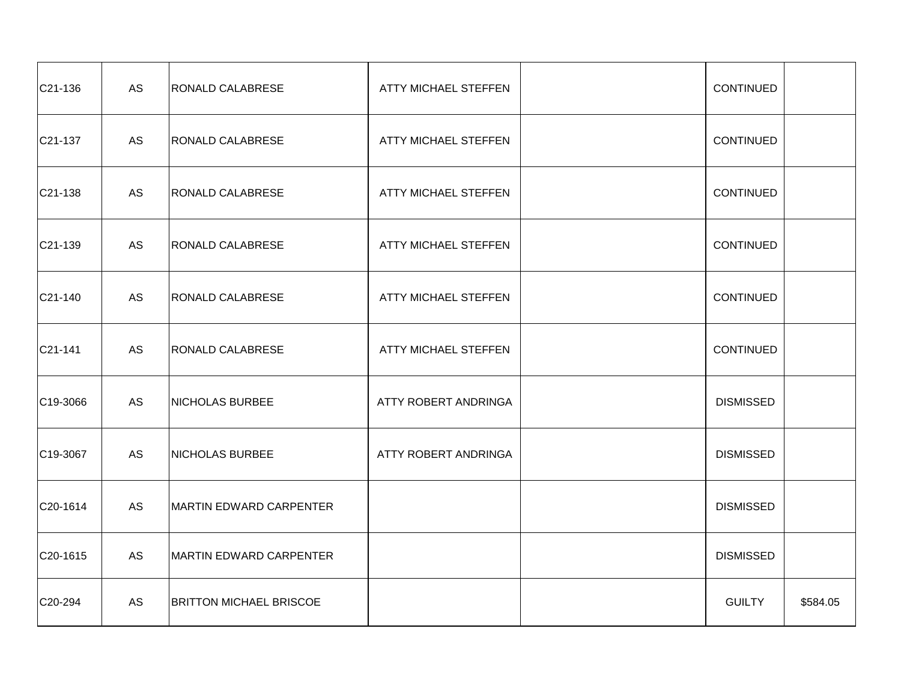| | | | | | | |
|---|---|---|---|---|---|---|
| C21-136 | AS | RONALD CALABRESE | ATTY MICHAEL STEFFEN | | CONTINUED | |
| C21-137 | AS | RONALD CALABRESE | ATTY MICHAEL STEFFEN | | CONTINUED | |
| C21-138 | AS | RONALD CALABRESE | ATTY MICHAEL STEFFEN | | CONTINUED | |
| C21-139 | AS | RONALD CALABRESE | ATTY MICHAEL STEFFEN | | CONTINUED | |
| C21-140 | AS | RONALD CALABRESE | ATTY MICHAEL STEFFEN | | CONTINUED | |
| C21-141 | AS | RONALD CALABRESE | ATTY MICHAEL STEFFEN | | CONTINUED | |
| C19-3066 | AS | NICHOLAS BURBEE | ATTY ROBERT ANDRINGA | | DISMISSED | |
| C19-3067 | AS | NICHOLAS BURBEE | ATTY ROBERT ANDRINGA | | DISMISSED | |
| C20-1614 | AS | MARTIN EDWARD CARPENTER | | | DISMISSED | |
| C20-1615 | AS | MARTIN EDWARD CARPENTER | | | DISMISSED | |
| C20-294 | AS | BRITTON MICHAEL BRISCOE | | | GUILTY | $584.05 |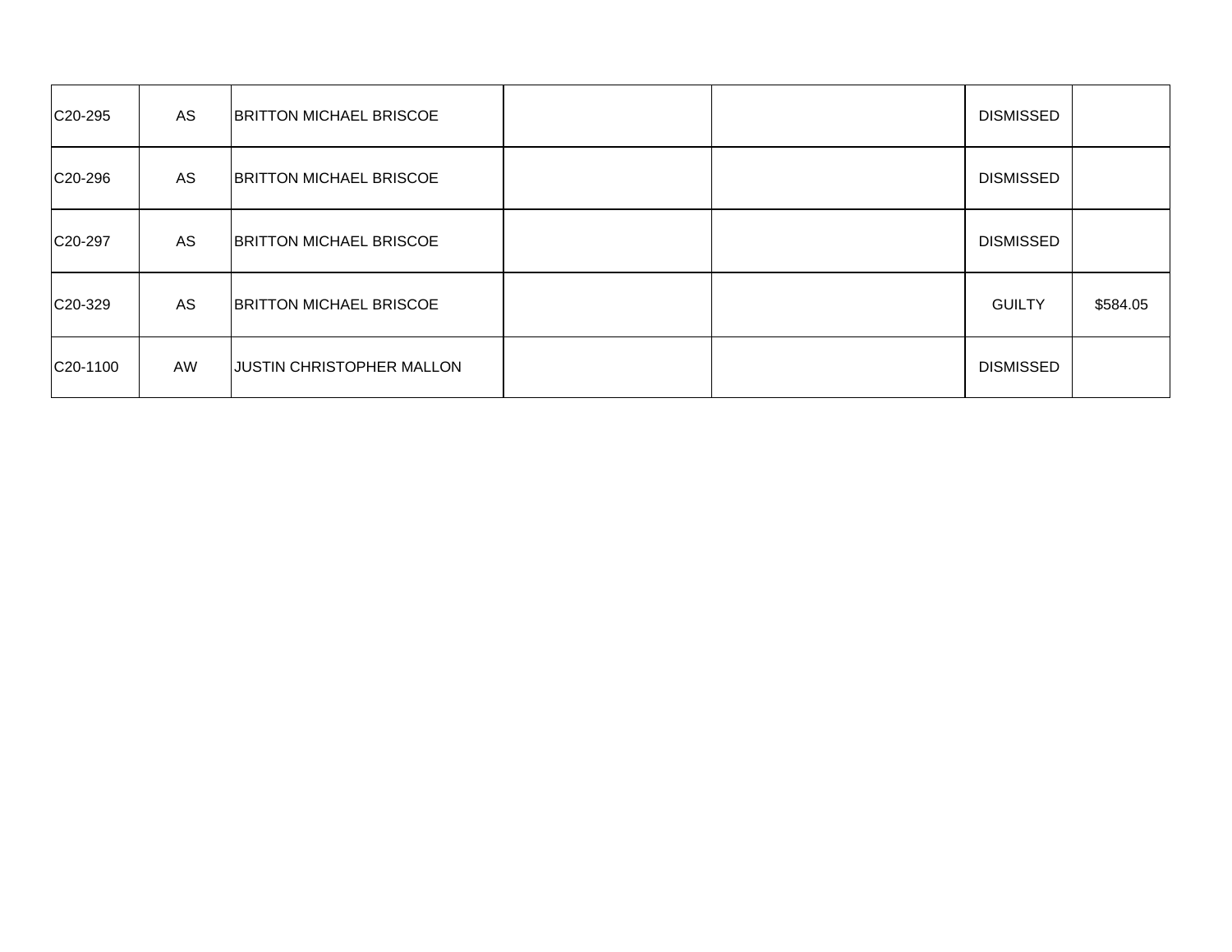| | | | | | | |
|---|---|---|---|---|---|---|
| C20-295 | AS | BRITTON MICHAEL BRISCOE | | | DISMISSED | |
| C20-296 | AS | BRITTON MICHAEL BRISCOE | | | DISMISSED | |
| C20-297 | AS | BRITTON MICHAEL BRISCOE | | | DISMISSED | |
| C20-329 | AS | BRITTON MICHAEL BRISCOE | | | GUILTY | $584.05 |
| C20-1100 | AW | JUSTIN CHRISTOPHER MALLON | | | DISMISSED | |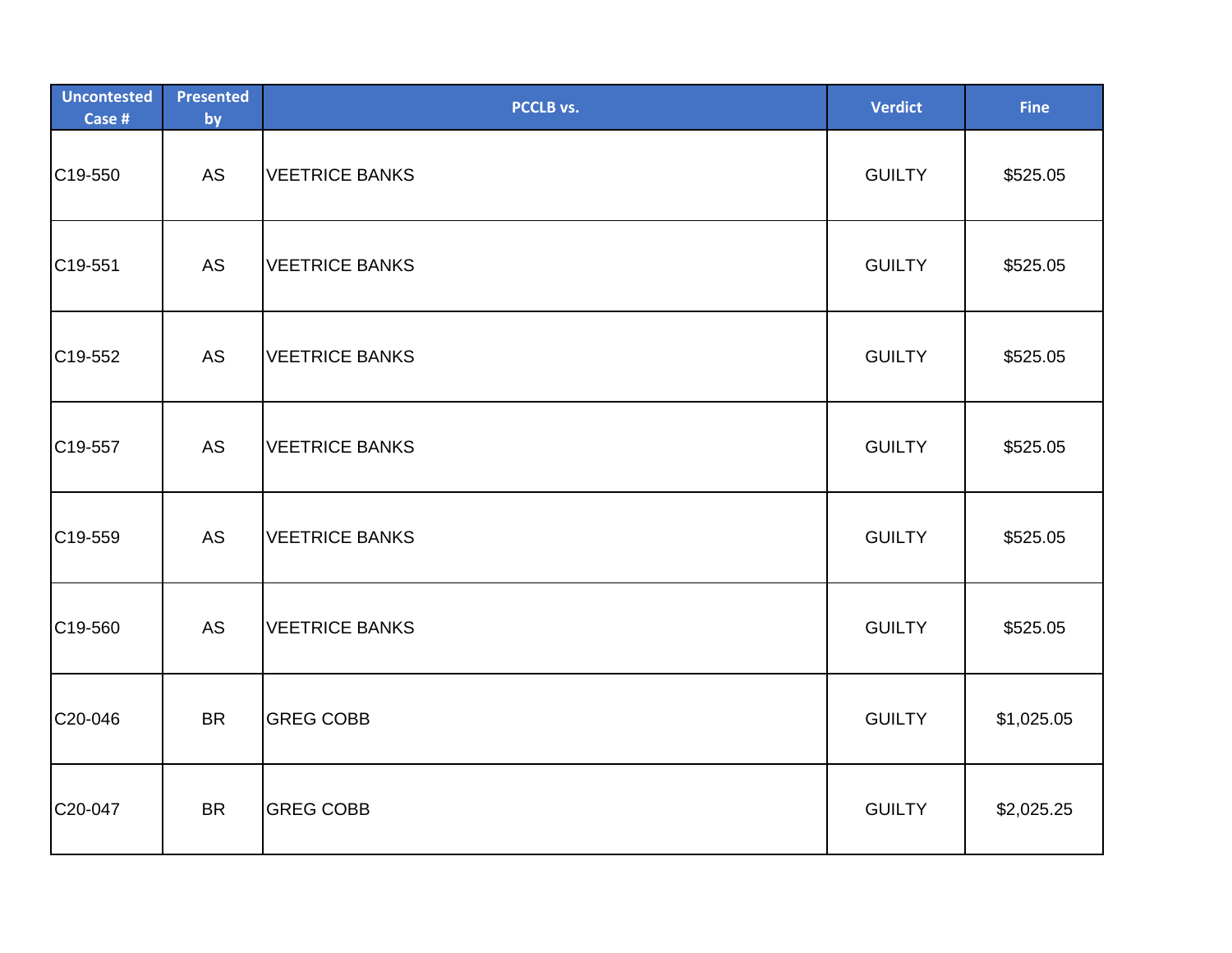| Uncontested Case # | Presented by | PCCLB vs. | Verdict | Fine |
|---|---|---|---|---|
| C19-550 | AS | VEETRICE BANKS | GUILTY | $525.05 |
| C19-551 | AS | VEETRICE BANKS | GUILTY | $525.05 |
| C19-552 | AS | VEETRICE BANKS | GUILTY | $525.05 |
| C19-557 | AS | VEETRICE BANKS | GUILTY | $525.05 |
| C19-559 | AS | VEETRICE BANKS | GUILTY | $525.05 |
| C19-560 | AS | VEETRICE BANKS | GUILTY | $525.05 |
| C20-046 | BR | GREG COBB | GUILTY | $1,025.05 |
| C20-047 | BR | GREG COBB | GUILTY | $2,025.25 |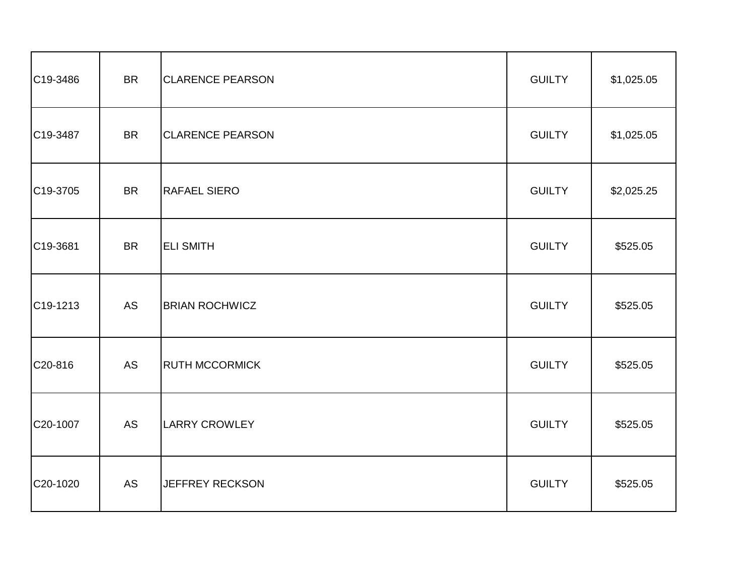| | | | | |
|---|---|---|---|---|
| C19-3486 | BR | CLARENCE PEARSON | GUILTY | $1,025.05 |
| C19-3487 | BR | CLARENCE PEARSON | GUILTY | $1,025.05 |
| C19-3705 | BR | RAFAEL SIERO | GUILTY | $2,025.25 |
| C19-3681 | BR | ELI SMITH | GUILTY | $525.05 |
| C19-1213 | AS | BRIAN ROCHWICZ | GUILTY | $525.05 |
| C20-816 | AS | RUTH MCCORMICK | GUILTY | $525.05 |
| C20-1007 | AS | LARRY CROWLEY | GUILTY | $525.05 |
| C20-1020 | AS | JEFFREY RECKSON | GUILTY | $525.05 |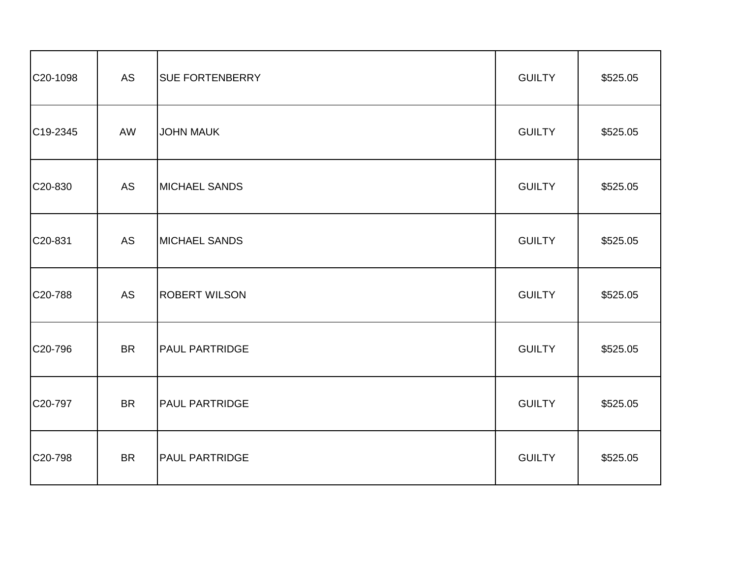| | | | | |
|---|---|---|---|---|
| C20-1098 | AS | SUE FORTENBERRY | GUILTY | $525.05 |
| C19-2345 | AW | JOHN MAUK | GUILTY | $525.05 |
| C20-830 | AS | MICHAEL SANDS | GUILTY | $525.05 |
| C20-831 | AS | MICHAEL SANDS | GUILTY | $525.05 |
| C20-788 | AS | ROBERT WILSON | GUILTY | $525.05 |
| C20-796 | BR | PAUL PARTRIDGE | GUILTY | $525.05 |
| C20-797 | BR | PAUL PARTRIDGE | GUILTY | $525.05 |
| C20-798 | BR | PAUL PARTRIDGE | GUILTY | $525.05 |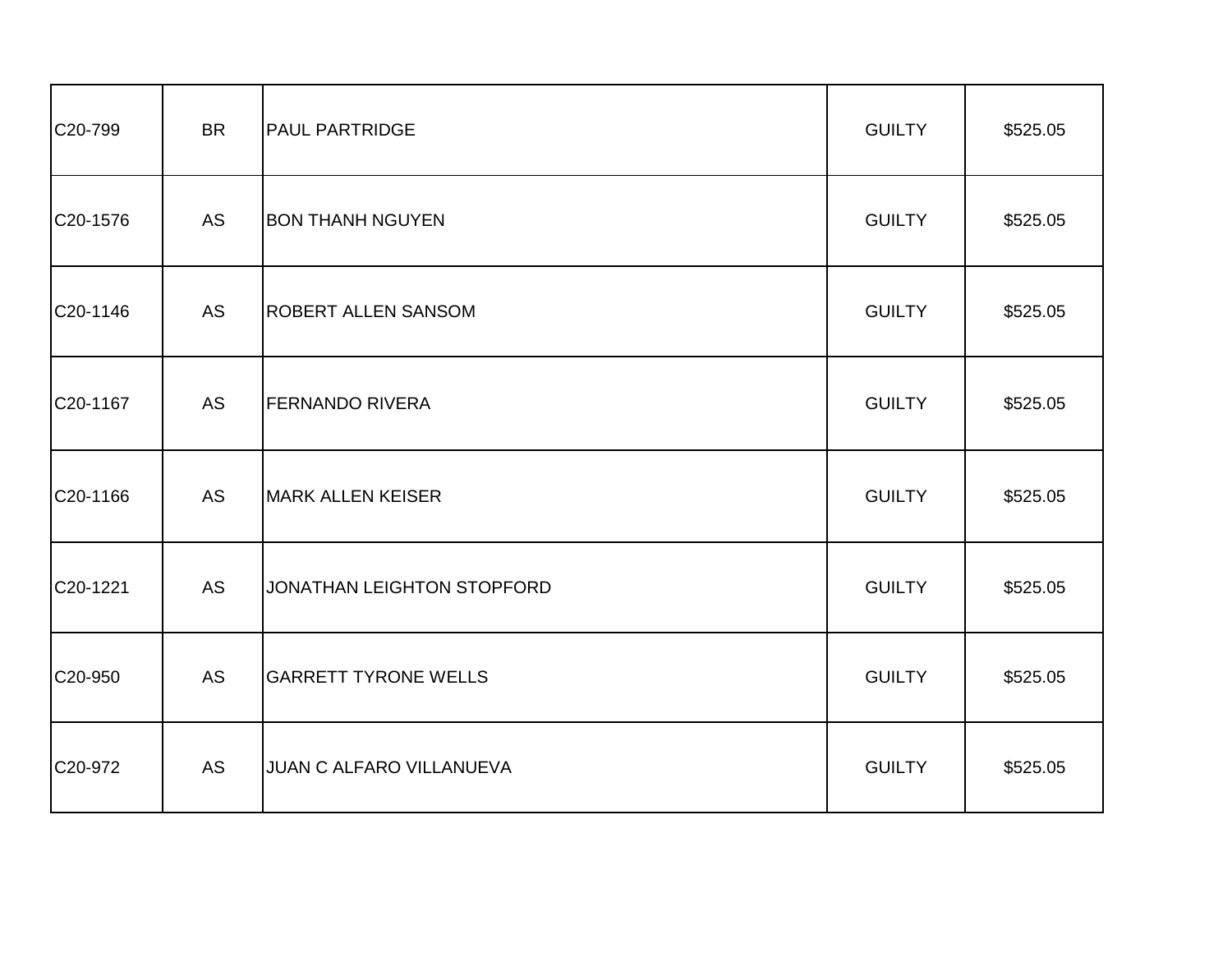| | | | | |
|---|---|---|---|---|
| C20-799 | BR | PAUL PARTRIDGE | GUILTY | $525.05 |
| C20-1576 | AS | BON THANH NGUYEN | GUILTY | $525.05 |
| C20-1146 | AS | ROBERT ALLEN SANSOM | GUILTY | $525.05 |
| C20-1167 | AS | FERNANDO RIVERA | GUILTY | $525.05 |
| C20-1166 | AS | MARK ALLEN KEISER | GUILTY | $525.05 |
| C20-1221 | AS | JONATHAN LEIGHTON STOPFORD | GUILTY | $525.05 |
| C20-950 | AS | GARRETT TYRONE WELLS | GUILTY | $525.05 |
| C20-972 | AS | JUAN C ALFARO VILLANUEVA | GUILTY | $525.05 |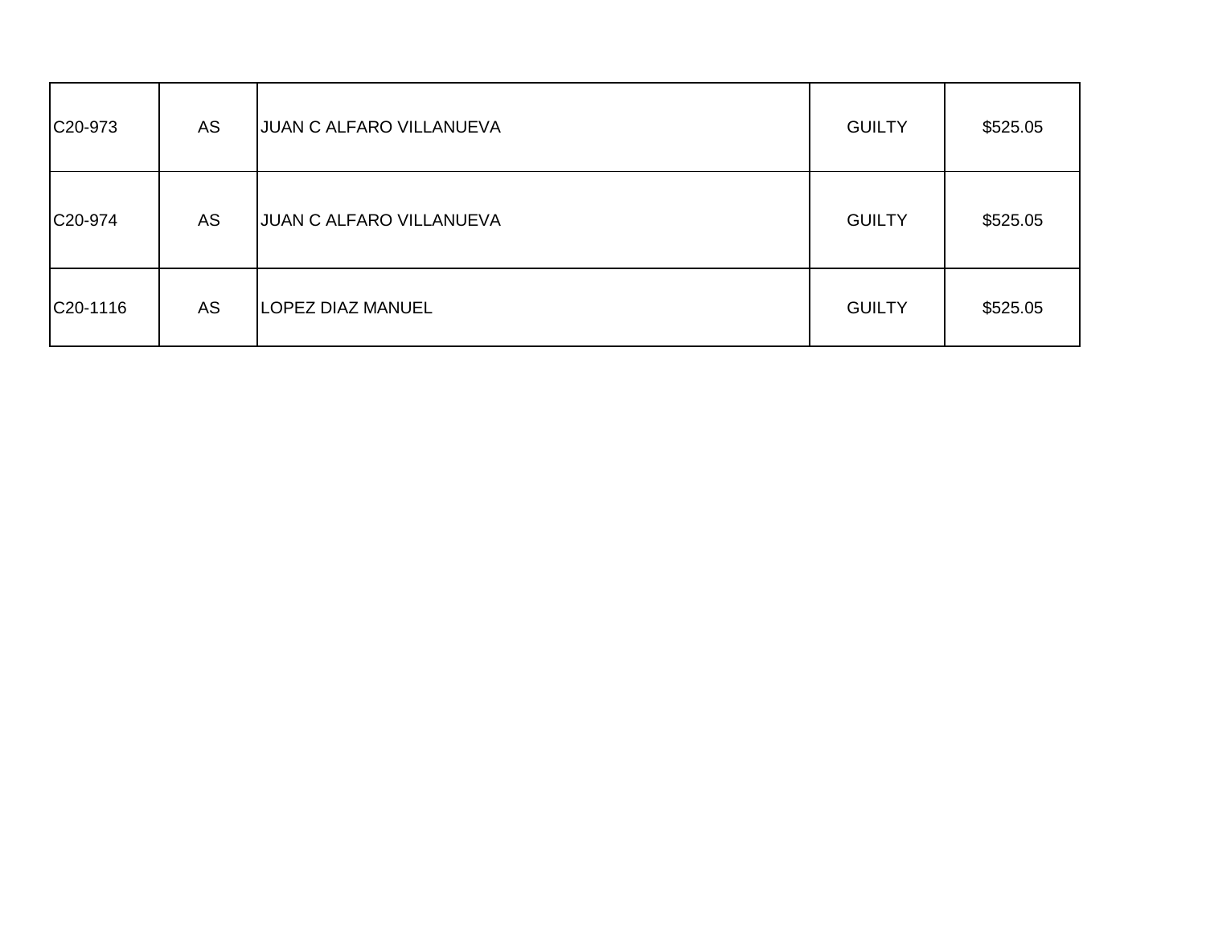| | | | | |
|---|---|---|---|---|
| C20-973 | AS | JUAN C ALFARO VILLANUEVA | GUILTY | $525.05 |
| C20-974 | AS | JUAN C ALFARO VILLANUEVA | GUILTY | $525.05 |
| C20-1116 | AS | LOPEZ DIAZ MANUEL | GUILTY | $525.05 |